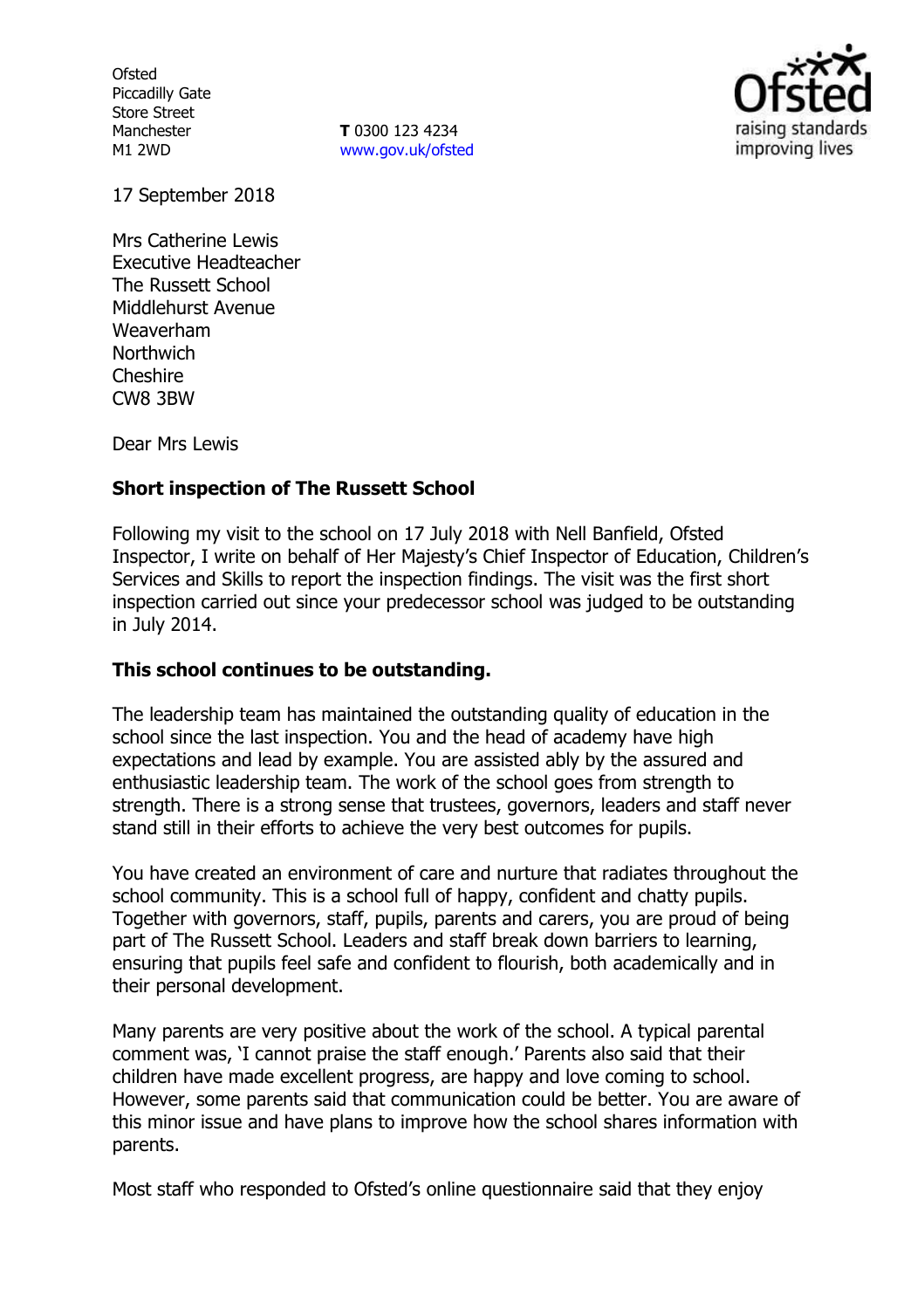Ofsted
Piccadilly Gate
Store Street
Manchester
M1 2WD

**T** 0300 123 4234
www.gov.uk/ofsted

17 September 2018

Mrs Catherine Lewis
Executive Headteacher
The Russett School
Middlehurst Avenue
Weaverham
Northwich
Cheshire
CW8 3BW

Dear Mrs Lewis

**Short inspection of The Russett School**

Following my visit to the school on 17 July 2018 with Nell Banfield, Ofsted Inspector, I write on behalf of Her Majesty's Chief Inspector of Education, Children's Services and Skills to report the inspection findings. The visit was the first short inspection carried out since your predecessor school was judged to be outstanding in July 2014.

**This school continues to be outstanding.**

The leadership team has maintained the outstanding quality of education in the school since the last inspection. You and the head of academy have high expectations and lead by example. You are assisted ably by the assured and enthusiastic leadership team. The work of the school goes from strength to strength. There is a strong sense that trustees, governors, leaders and staff never stand still in their efforts to achieve the very best outcomes for pupils.

You have created an environment of care and nurture that radiates throughout the school community. This is a school full of happy, confident and chatty pupils. Together with governors, staff, pupils, parents and carers, you are proud of being part of The Russett School. Leaders and staff break down barriers to learning, ensuring that pupils feel safe and confident to flourish, both academically and in their personal development.

Many parents are very positive about the work of the school. A typical parental comment was, 'I cannot praise the staff enough.' Parents also said that their children have made excellent progress, are happy and love coming to school. However, some parents said that communication could be better. You are aware of this minor issue and have plans to improve how the school shares information with parents.

Most staff who responded to Ofsted's online questionnaire said that they enjoy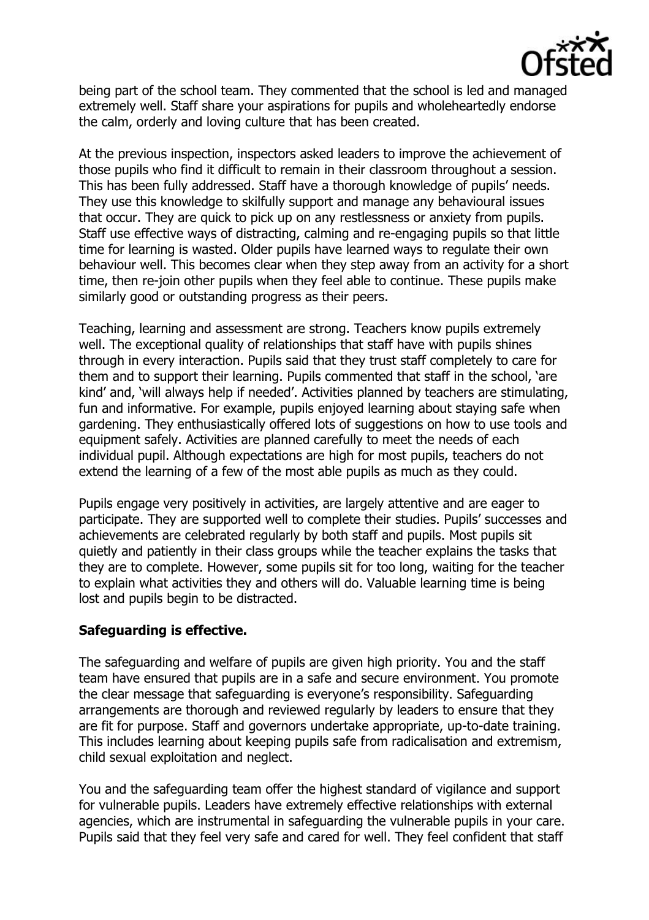being part of the school team. They commented that the school is led and managed extremely well. Staff share your aspirations for pupils and wholeheartedly endorse the calm, orderly and loving culture that has been created.

At the previous inspection, inspectors asked leaders to improve the achievement of those pupils who find it difficult to remain in their classroom throughout a session. This has been fully addressed. Staff have a thorough knowledge of pupils' needs. They use this knowledge to skilfully support and manage any behavioural issues that occur. They are quick to pick up on any restlessness or anxiety from pupils. Staff use effective ways of distracting, calming and re-engaging pupils so that little time for learning is wasted. Older pupils have learned ways to regulate their own behaviour well. This becomes clear when they step away from an activity for a short time, then re-join other pupils when they feel able to continue. These pupils make similarly good or outstanding progress as their peers.

Teaching, learning and assessment are strong. Teachers know pupils extremely well. The exceptional quality of relationships that staff have with pupils shines through in every interaction. Pupils said that they trust staff completely to care for them and to support their learning. Pupils commented that staff in the school, 'are kind' and, 'will always help if needed'. Activities planned by teachers are stimulating, fun and informative. For example, pupils enjoyed learning about staying safe when gardening. They enthusiastically offered lots of suggestions on how to use tools and equipment safely. Activities are planned carefully to meet the needs of each individual pupil. Although expectations are high for most pupils, teachers do not extend the learning of a few of the most able pupils as much as they could.

Pupils engage very positively in activities, are largely attentive and are eager to participate. They are supported well to complete their studies. Pupils' successes and achievements are celebrated regularly by both staff and pupils. Most pupils sit quietly and patiently in their class groups while the teacher explains the tasks that they are to complete. However, some pupils sit for too long, waiting for the teacher to explain what activities they and others will do. Valuable learning time is being lost and pupils begin to be distracted.

**Safeguarding is effective.**

The safeguarding and welfare of pupils are given high priority. You and the staff team have ensured that pupils are in a safe and secure environment. You promote the clear message that safeguarding is everyone's responsibility. Safeguarding arrangements are thorough and reviewed regularly by leaders to ensure that they are fit for purpose. Staff and governors undertake appropriate, up-to-date training. This includes learning about keeping pupils safe from radicalisation and extremism, child sexual exploitation and neglect.

You and the safeguarding team offer the highest standard of vigilance and support for vulnerable pupils. Leaders have extremely effective relationships with external agencies, which are instrumental in safeguarding the vulnerable pupils in your care. Pupils said that they feel very safe and cared for well. They feel confident that staff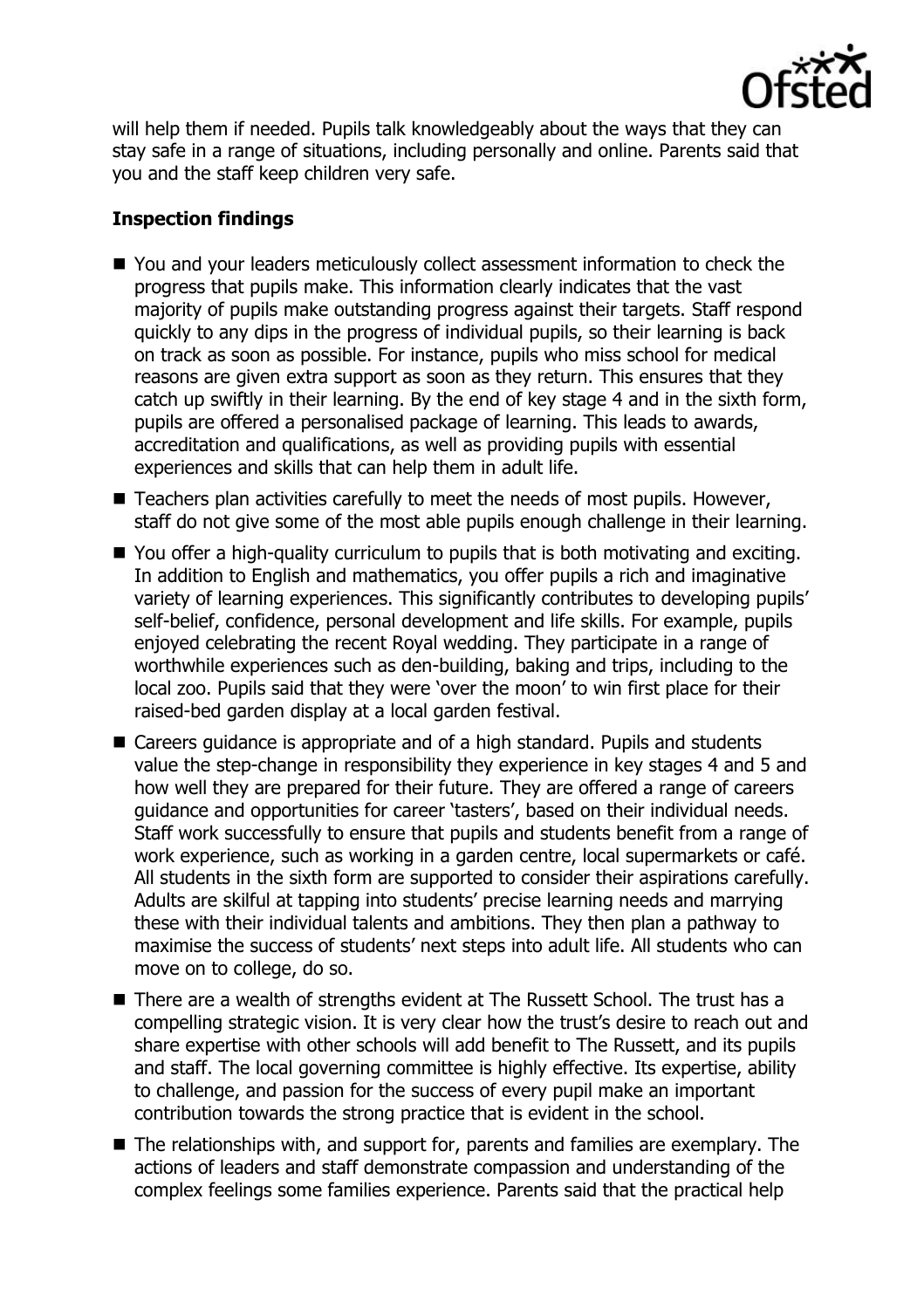will help them if needed. Pupils talk knowledgeably about the ways that they can stay safe in a range of situations, including personally and online. Parents said that you and the staff keep children very safe.

## Inspection findings

- You and your leaders meticulously collect assessment information to check the progress that pupils make. This information clearly indicates that the vast majority of pupils make outstanding progress against their targets. Staff respond quickly to any dips in the progress of individual pupils, so their learning is back on track as soon as possible. For instance, pupils who miss school for medical reasons are given extra support as soon as they return. This ensures that they catch up swiftly in their learning. By the end of key stage 4 and in the sixth form, pupils are offered a personalised package of learning. This leads to awards, accreditation and qualifications, as well as providing pupils with essential experiences and skills that can help them in adult life.
- Teachers plan activities carefully to meet the needs of most pupils. However, staff do not give some of the most able pupils enough challenge in their learning.
- You offer a high-quality curriculum to pupils that is both motivating and exciting. In addition to English and mathematics, you offer pupils a rich and imaginative variety of learning experiences. This significantly contributes to developing pupils' self-belief, confidence, personal development and life skills. For example, pupils enjoyed celebrating the recent Royal wedding. They participate in a range of worthwhile experiences such as den-building, baking and trips, including to the local zoo. Pupils said that they were 'over the moon' to win first place for their raised-bed garden display at a local garden festival.
- Careers guidance is appropriate and of a high standard. Pupils and students value the step-change in responsibility they experience in key stages 4 and 5 and how well they are prepared for their future. They are offered a range of careers guidance and opportunities for career 'tasters', based on their individual needs. Staff work successfully to ensure that pupils and students benefit from a range of work experience, such as working in a garden centre, local supermarkets or café. All students in the sixth form are supported to consider their aspirations carefully. Adults are skilful at tapping into students' precise learning needs and marrying these with their individual talents and ambitions. They then plan a pathway to maximise the success of students' next steps into adult life. All students who can move on to college, do so.
- There are a wealth of strengths evident at The Russett School. The trust has a compelling strategic vision. It is very clear how the trust's desire to reach out and share expertise with other schools will add benefit to The Russett, and its pupils and staff. The local governing committee is highly effective. Its expertise, ability to challenge, and passion for the success of every pupil make an important contribution towards the strong practice that is evident in the school.
- The relationships with, and support for, parents and families are exemplary. The actions of leaders and staff demonstrate compassion and understanding of the complex feelings some families experience. Parents said that the practical help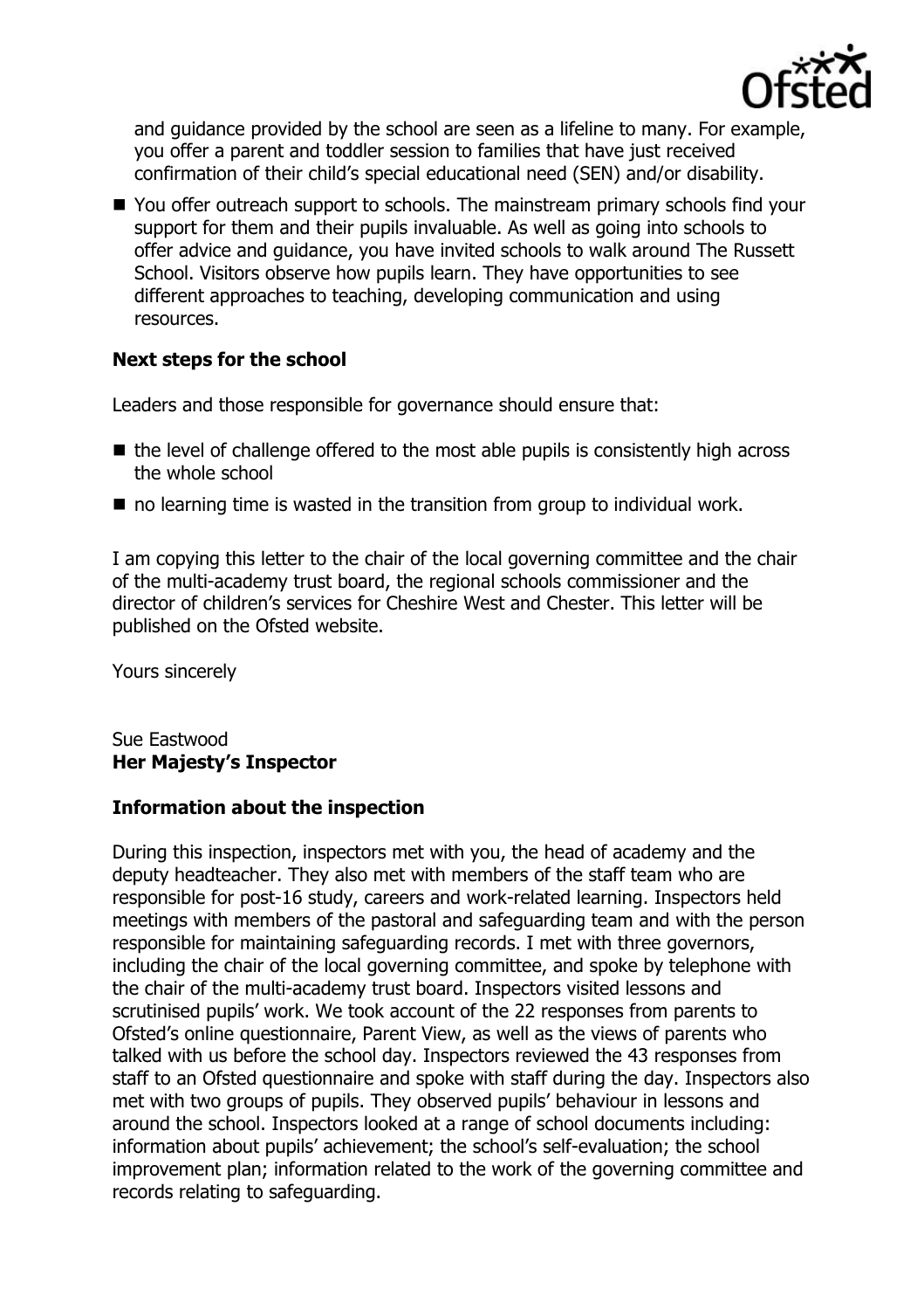and guidance provided by the school are seen as a lifeline to many. For example, you offer a parent and toddler session to families that have just received confirmation of their child's special educational need (SEN) and/or disability.

- You offer outreach support to schools. The mainstream primary schools find your support for them and their pupils invaluable. As well as going into schools to offer advice and guidance, you have invited schools to walk around The Russett School. Visitors observe how pupils learn. They have opportunities to see different approaches to teaching, developing communication and using resources.

**Next steps for the school**

Leaders and those responsible for governance should ensure that:

- the level of challenge offered to the most able pupils is consistently high across the whole school
- no learning time is wasted in the transition from group to individual work.

I am copying this letter to the chair of the local governing committee and the chair of the multi-academy trust board, the regional schools commissioner and the director of children's services for Cheshire West and Chester. This letter will be published on the Ofsted website.

Yours sincerely

Sue Eastwood
**Her Majesty's Inspector**

**Information about the inspection**

During this inspection, inspectors met with you, the head of academy and the deputy headteacher. They also met with members of the staff team who are responsible for post-16 study, careers and work-related learning. Inspectors held meetings with members of the pastoral and safeguarding team and with the person responsible for maintaining safeguarding records. I met with three governors, including the chair of the local governing committee, and spoke by telephone with the chair of the multi-academy trust board. Inspectors visited lessons and scrutinised pupils' work. We took account of the 22 responses from parents to Ofsted's online questionnaire, Parent View, as well as the views of parents who talked with us before the school day. Inspectors reviewed the 43 responses from staff to an Ofsted questionnaire and spoke with staff during the day. Inspectors also met with two groups of pupils. They observed pupils' behaviour in lessons and around the school. Inspectors looked at a range of school documents including: information about pupils' achievement; the school's self-evaluation; the school improvement plan; information related to the work of the governing committee and records relating to safeguarding.